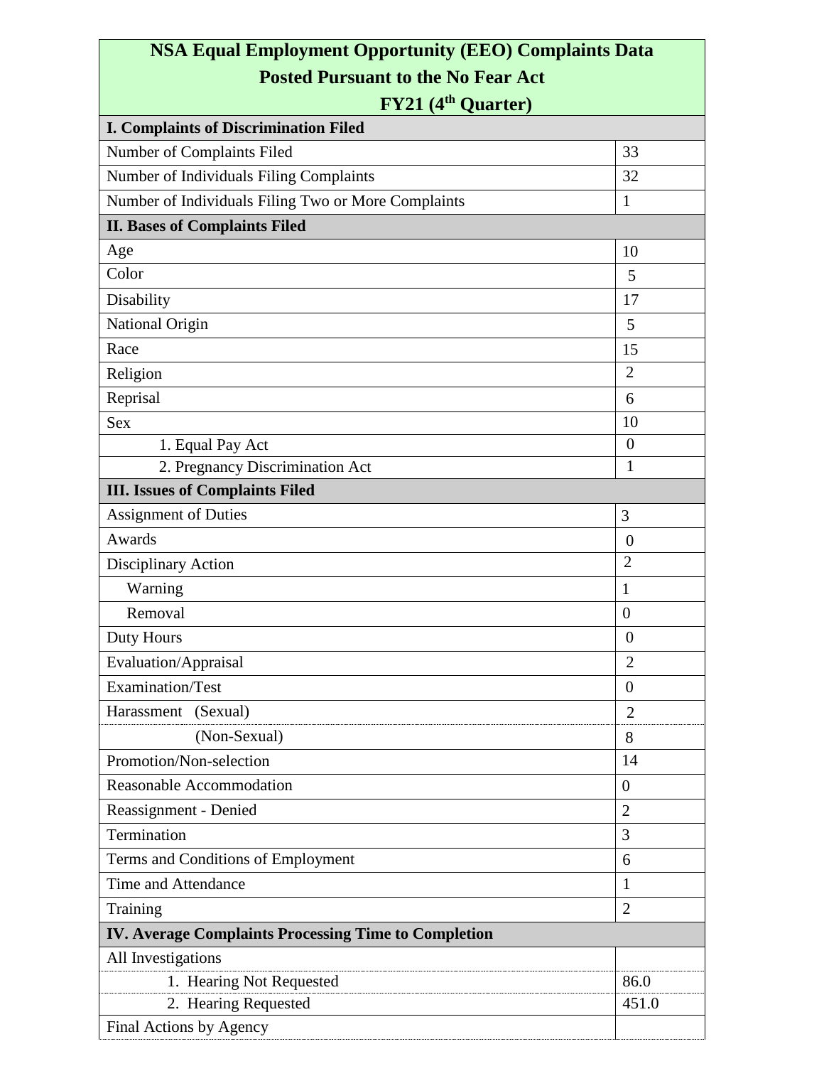| NSA Equal Employment Opportunity (EEO) Complaints Data Posted Pursuant to the No Fear Act FY21 (4th Quarter) | |
|---|---|
| **I. Complaints of Discrimination Filed** | |
| Number of Complaints Filed | 33 |
| Number of Individuals Filing Complaints | 32 |
| Number of Individuals Filing Two or More Complaints | 1 |
| **II. Bases of Complaints Filed** | |
| Age | 10 |
| Color | 5 |
| Disability | 17 |
| National Origin | 5 |
| Race | 15 |
| Religion | 2 |
| Reprisal | 6 |
| Sex | 10 |
| 1. Equal Pay Act | 0 |
| 2. Pregnancy Discrimination Act | 1 |
| **III. Issues of Complaints Filed** | |
| Assignment of Duties | 3 |
| Awards | 0 |
| Disciplinary Action | 2 |
| Warning | 1 |
| Removal | 0 |
| Duty Hours | 0 |
| Evaluation/Appraisal | 2 |
| Examination/Test | 0 |
| Harassment (Sexual) | 2 |
| (Non-Sexual) | 8 |
| Promotion/Non-selection | 14 |
| Reasonable Accommodation | 0 |
| Reassignment - Denied | 2 |
| Termination | 3 |
| Terms and Conditions of Employment | 6 |
| Time and Attendance | 1 |
| Training | 2 |
| **IV. Average Complaints Processing Time to Completion** | |
| All Investigations | |
| 1. Hearing Not Requested | 86.0 |
| 2. Hearing Requested | 451.0 |
| Final Actions by Agency | |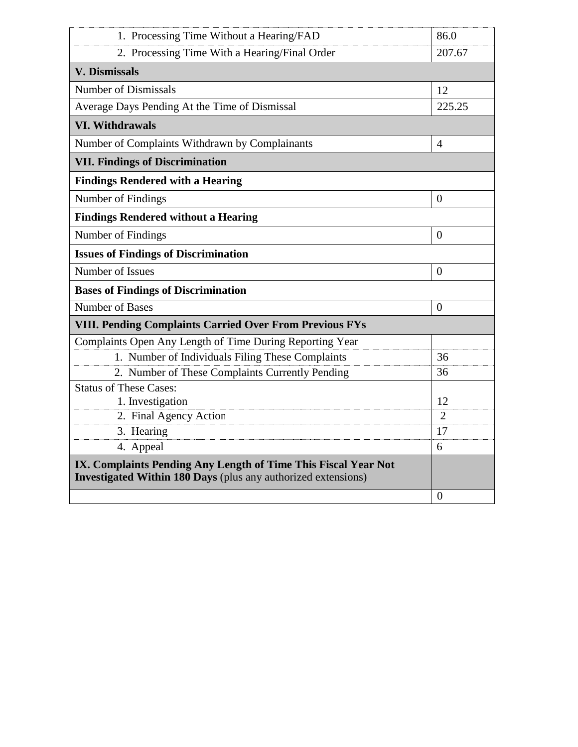| | |
|---|---|
| 1. Processing Time Without a Hearing/FAD | 86.0 |
| 2. Processing Time With a Hearing/Final Order | 207.67 |
| **V. Dismissals** | |
| Number of Dismissals | 12 |
| Average Days Pending At the Time of Dismissal | 225.25 |
| **VI. Withdrawals** | |
| Number of Complaints Withdrawn by Complainants | 4 |
| **VII. Findings of Discrimination** | |
| **Findings Rendered with a Hearing** | |
| Number of Findings | 0 |
| **Findings Rendered without a Hearing** | |
| Number of Findings | 0 |
| **Issues of Findings of Discrimination** | |
| Number of Issues | 0 |
| **Bases of Findings of Discrimination** | |
| Number of Bases | 0 |
| **VIII. Pending Complaints Carried Over From Previous FYs** | |
| Complaints Open Any Length of Time During Reporting Year | |
| 1. Number of Individuals Filing These Complaints | 36 |
| 2. Number of These Complaints Currently Pending | 36 |
| Status of These Cases: 1. Investigation | 12 |
| 2. Final Agency Action | 2 |
| 3. Hearing | 17 |
| 4. Appeal | 6 |
| **IX. Complaints Pending Any Length of Time This Fiscal Year Not Investigated Within 180 Days** (plus any authorized extensions) | |
| | 0 |